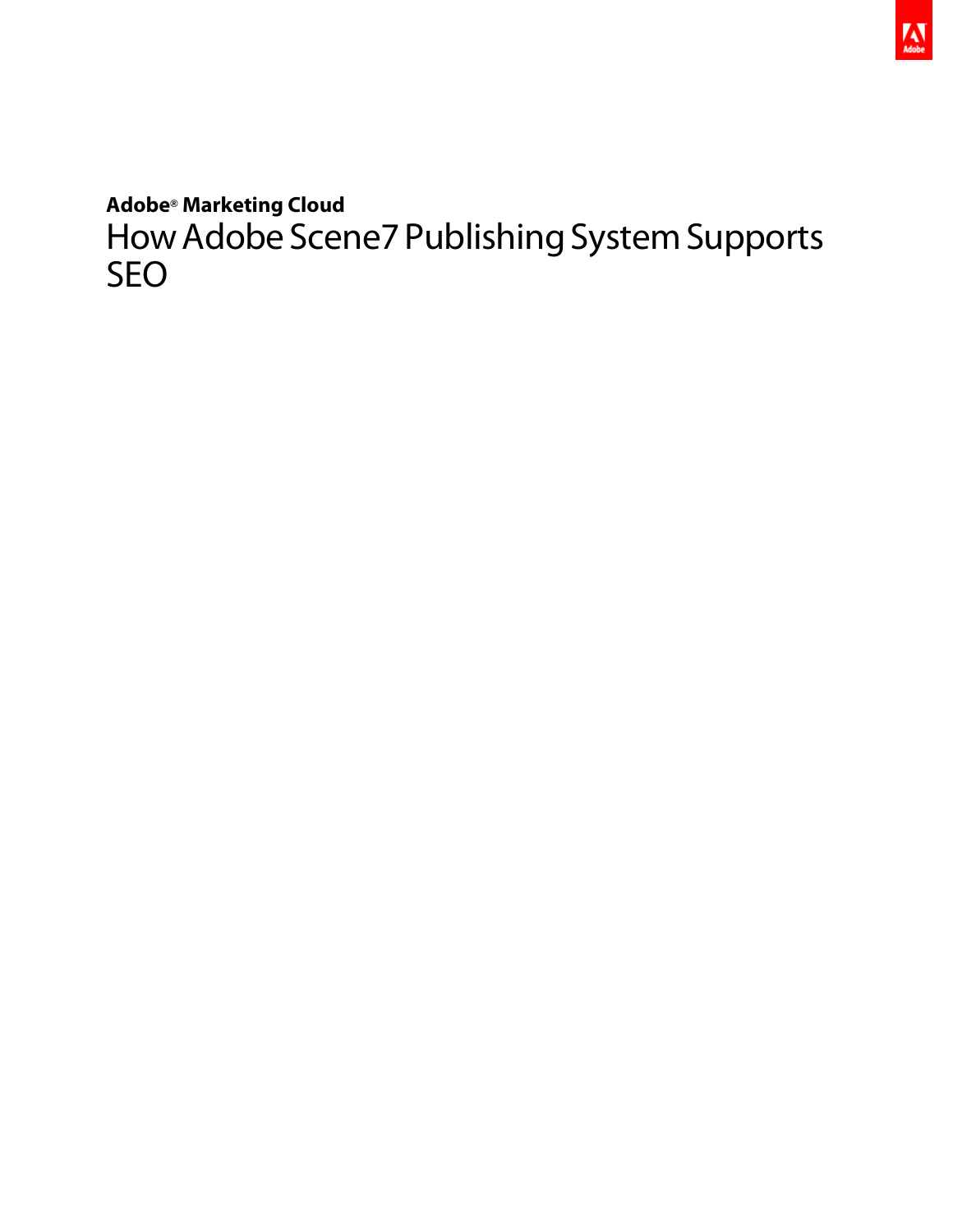**Adobe® Marketing Cloud**

# How Adobe Scene7 Publishing System Supports SEO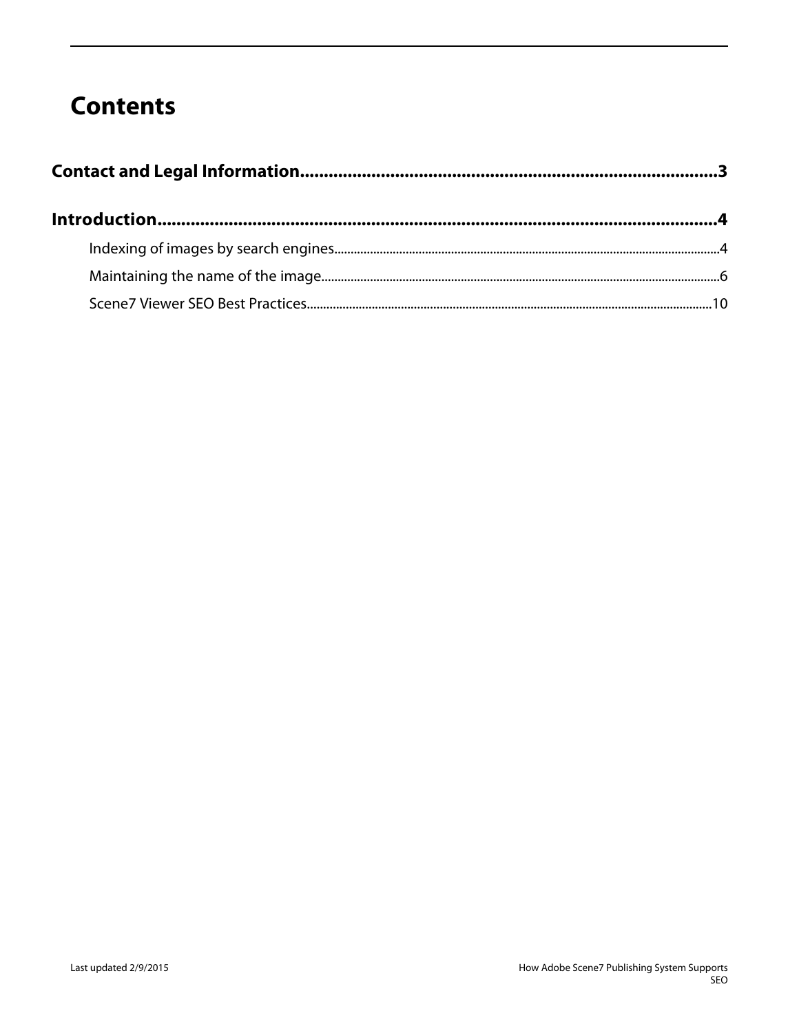# Contents

**Contact and Legal Information**...........................................................................................3

**Introduction**...............................................................................................................4

Indexing of images by search engines.....................................................................................................4

Maintaining the name of the image.........................................................................................................6

Scene7 Viewer SEO Best Practices.........................................................................................................10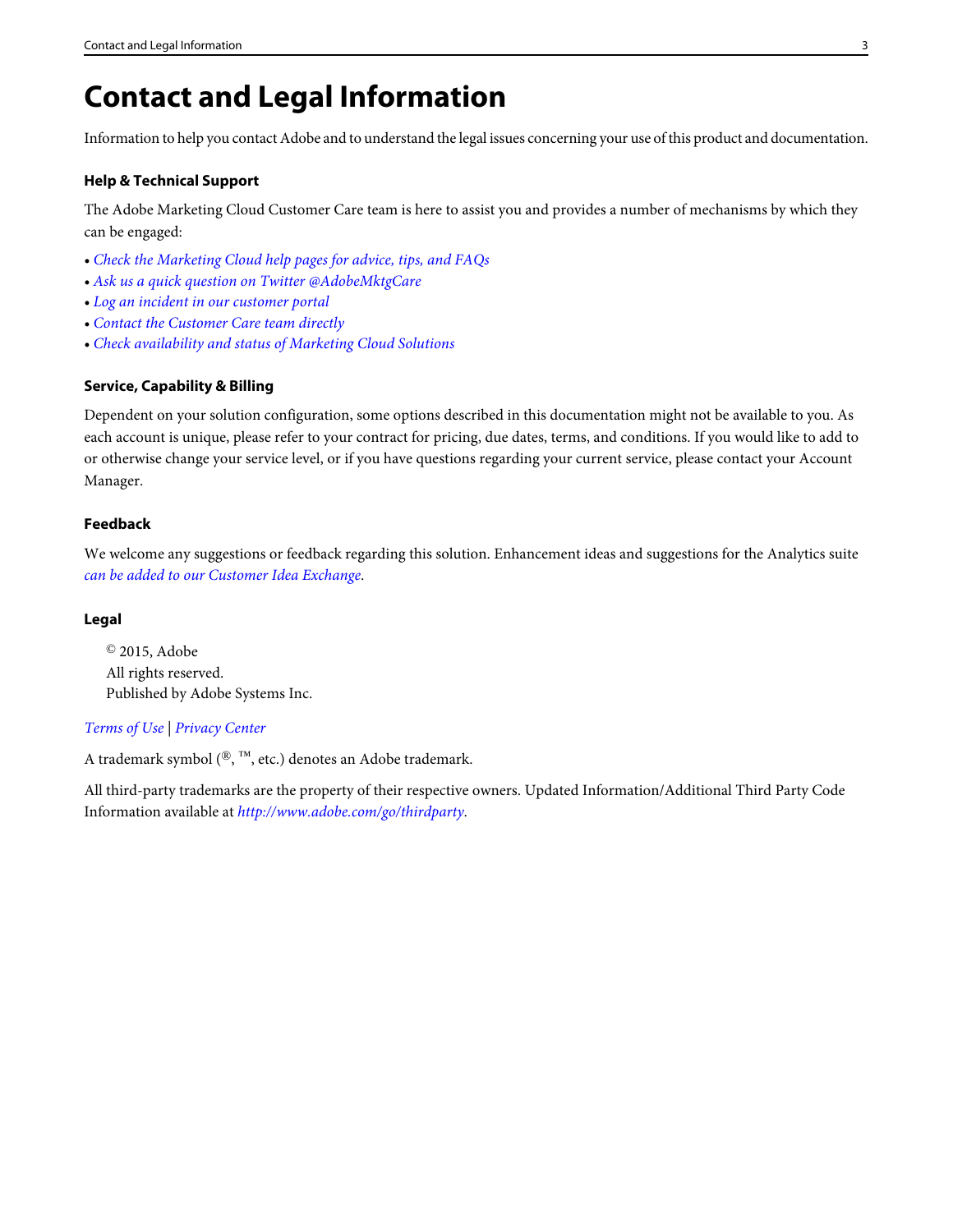# Contact and Legal Information

Information to help you contact Adobe and to understand the legal issues concerning your use of this product and documentation.

### Help & Technical Support

The Adobe Marketing Cloud Customer Care team is here to assist you and provides a number of mechanisms by which they can be engaged:

- *Check the Marketing Cloud help pages for advice, tips, and FAQs*
- *Ask us a quick question on Twitter @AdobeMktgCare*
- *Log an incident in our customer portal*
- *Contact the Customer Care team directly*
- *Check availability and status of Marketing Cloud Solutions*

### Service, Capability & Billing

Dependent on your solution configuration, some options described in this documentation might not be available to you. As each account is unique, please refer to your contract for pricing, due dates, terms, and conditions. If you would like to add to or otherwise change your service level, or if you have questions regarding your current service, please contact your Account Manager.

### Feedback

We welcome any suggestions or feedback regarding this solution. Enhancement ideas and suggestions for the Analytics suite *can be added to our Customer Idea Exchange*.

### Legal

© 2015, Adobe
All rights reserved.
Published by Adobe Systems Inc.

*Terms of Use* | *Privacy Center*

A trademark symbol (®, ™, etc.) denotes an Adobe trademark.

All third-party trademarks are the property of their respective owners. Updated Information/Additional Third Party Code Information available at *http://www.adobe.com/go/thirdparty*.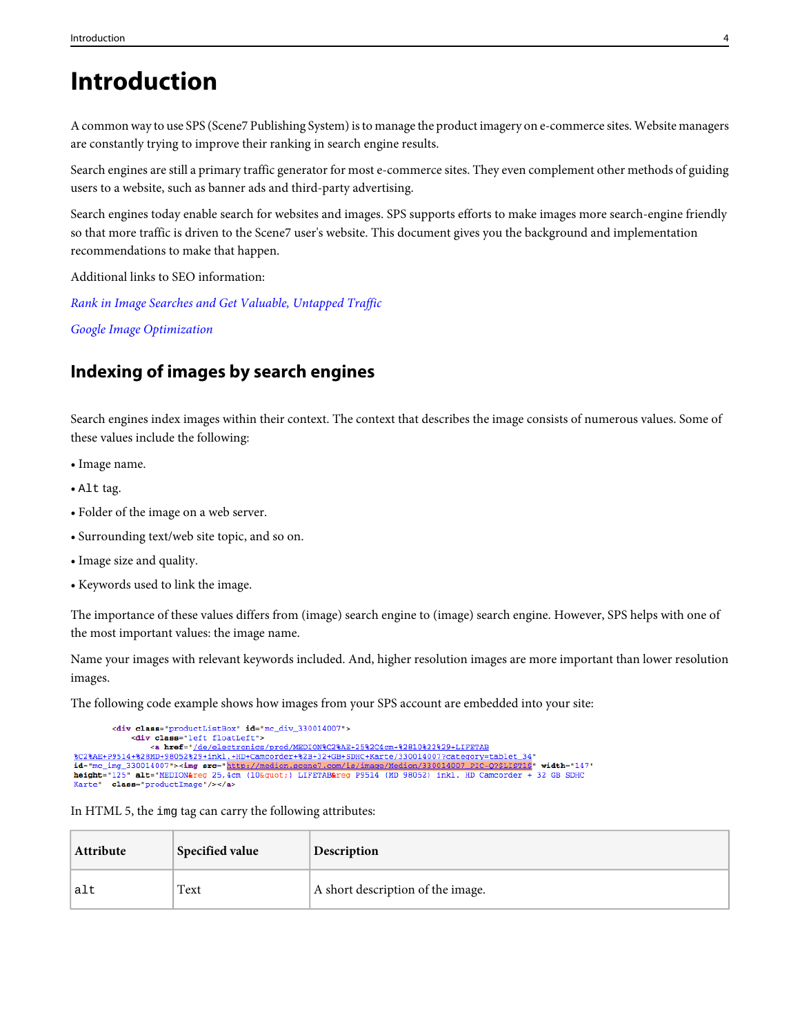# Introduction

A common way to use SPS (Scene7 Publishing System) is to manage the product imagery on e-commerce sites. Website managers are constantly trying to improve their ranking in search engine results.

Search engines are still a primary traffic generator for most e-commerce sites. They even complement other methods of guiding users to a website, such as banner ads and third-party advertising.

Search engines today enable search for websites and images. SPS supports efforts to make images more search-engine friendly so that more traffic is driven to the Scene7 user's website. This document gives you the background and implementation recommendations to make that happen.

Additional links to SEO information:

*Rank in Image Searches and Get Valuable, Untapped Traffic*

*Google Image Optimization*

## Indexing of images by search engines

Search engines index images within their context. The context that describes the image consists of numerous values. Some of these values include the following:

- Image name.
- `Alt` tag.
- Folder of the image on a web server.
- Surrounding text/web site topic, and so on.
- Image size and quality.
- Keywords used to link the image.

The importance of these values differs from (image) search engine to (image) search engine. However, SPS helps with one of the most important values: the image name.

Name your images with relevant keywords included. And, higher resolution images are more important than lower resolution images.

The following code example shows how images from your SPS account are embedded into your site:

```
<div class="productListBox" id="mc_div_330014007">
    <div class="left floatLeft">
        <a href="/de/electronics/prod/MEDION%C2%AE-25%2C4cm-%2810%22%29-LIFETAB
%C2%AE+P9514+%28MD+98052%29+inkl.+HD+Camcorder+%2B+32+GB+SDHC+Karte/330014007?category=tablet_34"
id="mc_img_330014007"><img src="http://medion.scene7.com/is/image/Medion/330014007_PIC-Q?$LIST1$" width="147"
height="125" alt="MEDION&reg 25,4cm (10&quot;) LIFETAB&reg P9514 (MD 98052) inkl. HD Camcorder + 32 GB SDHC
Karte"  class="productImage"/></a>
```

In HTML 5, the `img` tag can carry the following attributes:

| Attribute | Specified value | Description |
| --- | --- | --- |
| `alt` | Text | A short description of the image. |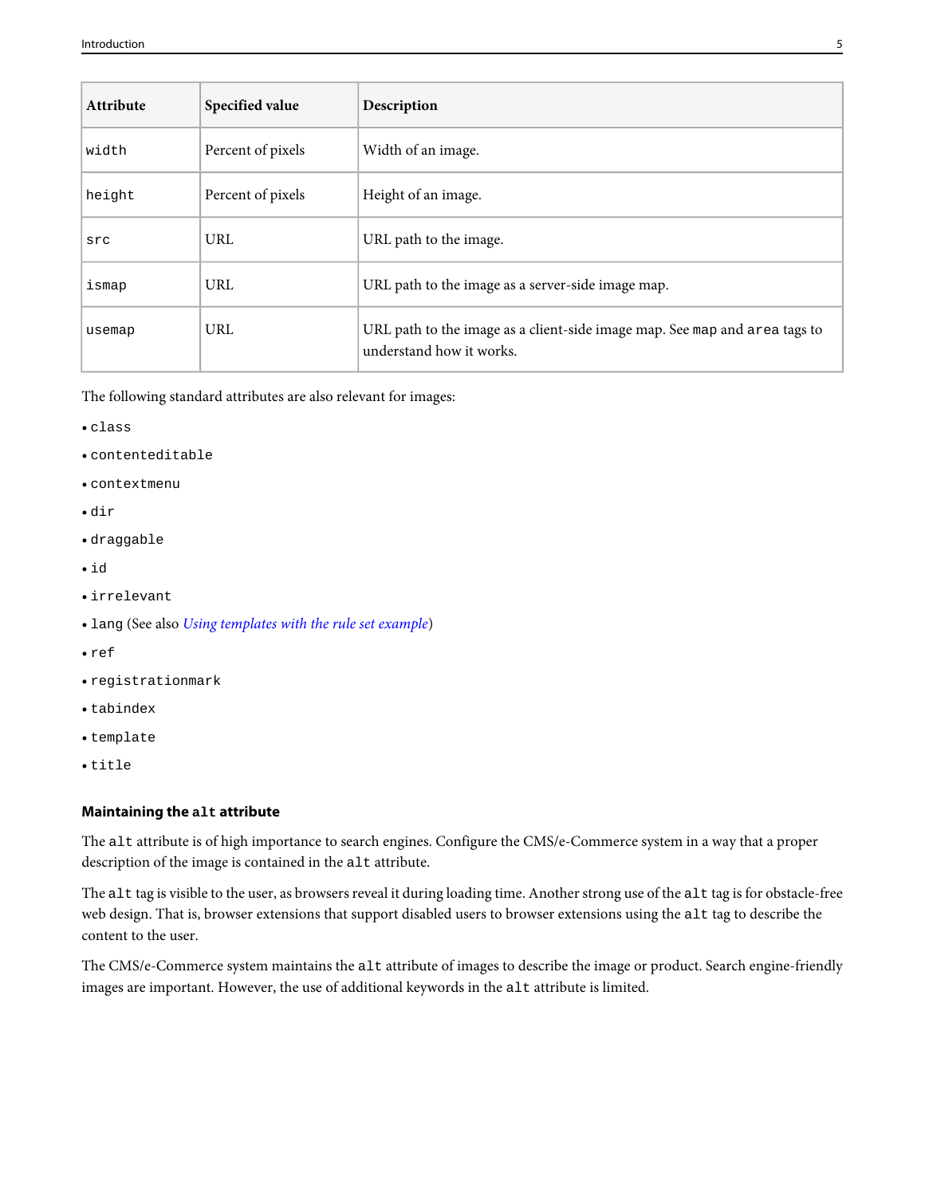| Attribute | Specified value | Description |
| --- | --- | --- |
| `width` | Percent of pixels | Width of an image. |
| `height` | Percent of pixels | Height of an image. |
| `src` | URL | URL path to the image. |
| `ismap` | URL | URL path to the image as a server-side image map. |
| `usemap` | URL | URL path to the image as a client-side image map. See `map` and `area` tags to understand how it works. |

The following standard attributes are also relevant for images:

- `class`
- `contenteditable`
- `contextmenu`
- `dir`
- `draggable`
- `id`
- `irrelevant`
- `lang` (See also *Using templates with the rule set example*)
- `ref`
- `registrationmark`
- `tabindex`
- `template`
- `title`

#### Maintaining the `alt` attribute

The `alt` attribute is of high importance to search engines. Configure the CMS/e-Commerce system in a way that a proper description of the image is contained in the `alt` attribute.

The `alt` tag is visible to the user, as browsers reveal it during loading time. Another strong use of the `alt` tag is for obstacle-free web design. That is, browser extensions that support disabled users to browser extensions using the `alt` tag to describe the content to the user.

The CMS/e-Commerce system maintains the `alt` attribute of images to describe the image or product. Search engine-friendly images are important. However, the use of additional keywords in the `alt` attribute is limited.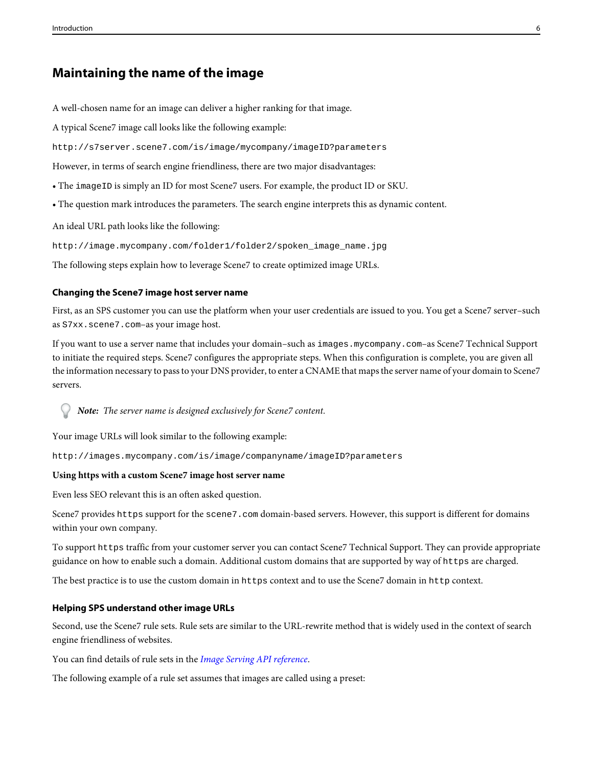## Maintaining the name of the image

A well-chosen name for an image can deliver a higher ranking for that image.

A typical Scene7 image call looks like the following example:

```
http://s7server.scene7.com/is/image/mycompany/imageID?parameters
```

However, in terms of search engine friendliness, there are two major disadvantages:

- The `imageID` is simply an ID for most Scene7 users. For example, the product ID or SKU.
- The question mark introduces the parameters. The search engine interprets this as dynamic content.

An ideal URL path looks like the following:

```
http://image.mycompany.com/folder1/folder2/spoken_image_name.jpg
```

The following steps explain how to leverage Scene7 to create optimized image URLs.

### Changing the Scene7 image host server name

First, as an SPS customer you can use the platform when your user credentials are issued to you. You get a Scene7 server–such as `S7xx.scene7.com`–as your image host.

If you want to use a server name that includes your domain–such as `images.mycompany.com`–as Scene7 Technical Support to initiate the required steps. Scene7 configures the appropriate steps. When this configuration is complete, you are given all the information necessary to pass to your DNS provider, to enter a CNAME that maps the server name of your domain to Scene7 servers.

***Note:*** *The server name is designed exclusively for Scene7 content.*

Your image URLs will look similar to the following example:

```
http://images.mycompany.com/is/image/companyname/imageID?parameters
```

**Using https with a custom Scene7 image host server name**

Even less SEO relevant this is an often asked question.

Scene7 provides `https` support for the `scene7.com` domain-based servers. However, this support is different for domains within your own company.

To support `https` traffic from your customer server you can contact Scene7 Technical Support. They can provide appropriate guidance on how to enable such a domain. Additional custom domains that are supported by way of `https` are charged.

The best practice is to use the custom domain in `https` context and to use the Scene7 domain in `http` context.

### Helping SPS understand other image URLs

Second, use the Scene7 rule sets. Rule sets are similar to the URL-rewrite method that is widely used in the context of search engine friendliness of websites.

You can find details of rule sets in the *Image Serving API reference*.

The following example of a rule set assumes that images are called using a preset: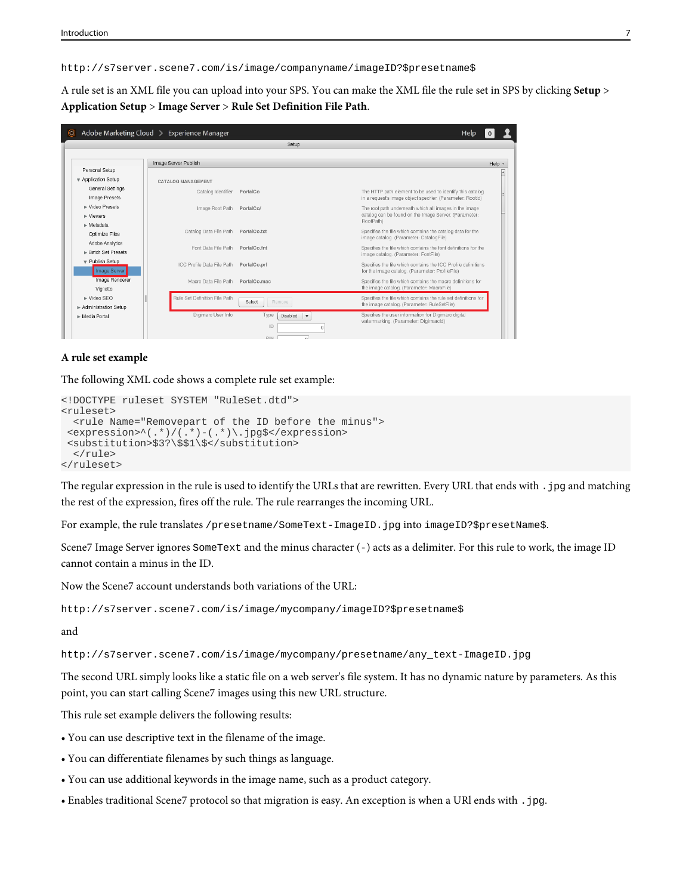http://s7server.scene7.com/is/image/companyname/imageID?$presetname$

A rule set is an XML file you can upload into your SPS. You can make the XML file the rule set in SPS by clicking **Setup** > **Application Setup** > **Image Server** > **Rule Set Definition File Path**.

### A rule set example

The following XML code shows a complete rule set example:

```
<!DOCTYPE ruleset SYSTEM "RuleSet.dtd">
<ruleset>
  <rule Name="Removepart of the ID before the minus">
 <expression>^(.*)/(.*)-(.*)\.jpg$</expression>
 <substitution>$3?\$$1\$</substitution>
  </rule>
</ruleset>
```

The regular expression in the rule is used to identify the URLs that are rewritten. Every URL that ends with `.jpg` and matching the rest of the expression, fires off the rule. The rule rearranges the incoming URL.

For example, the rule translates `/presetname/SomeText-ImageID.jpg` into `imageID?$presetName$`.

Scene7 Image Server ignores `SomeText` and the minus character (`-`) acts as a delimiter. For this rule to work, the image ID cannot contain a minus in the ID.

Now the Scene7 account understands both variations of the URL:

http://s7server.scene7.com/is/image/mycompany/imageID?$presetname$

and

http://s7server.scene7.com/is/image/mycompany/presetname/any_text-ImageID.jpg

The second URL simply looks like a static file on a web server's file system. It has no dynamic nature by parameters. As this point, you can start calling Scene7 images using this new URL structure.

This rule set example delivers the following results:

- You can use descriptive text in the filename of the image.
- You can differentiate filenames by such things as language.
- You can use additional keywords in the image name, such as a product category.
- Enables traditional Scene7 protocol so that migration is easy. An exception is when a URl ends with `.jpg`.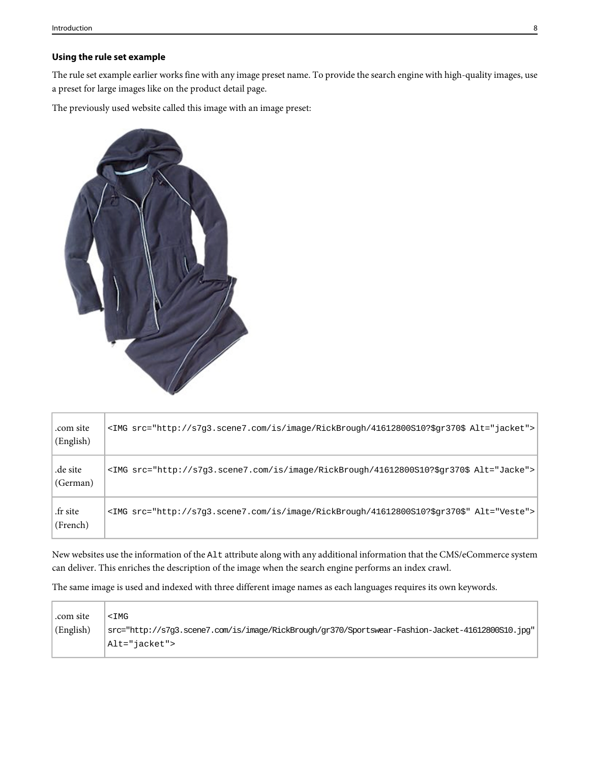### Using the rule set example

The rule set example earlier works fine with any image preset name. To provide the search engine with high-quality images, use a preset for large images like on the product detail page.

The previously used website called this image with an image preset:

| | |
|---|---|
| .com site (English) | `<IMG src="http://s7g3.scene7.com/is/image/RickBrough/41612800S10?$gr370$ Alt="jacket">` |
| .de site (German) | `<IMG src="http://s7g3.scene7.com/is/image/RickBrough/41612800S10?$gr370$ Alt="Jacke">` |
| .fr site (French) | `<IMG src="http://s7g3.scene7.com/is/image/RickBrough/41612800S10?$gr370$" Alt="Veste">` |

New websites use the information of the `Alt` attribute along with any additional information that the CMS/eCommerce system can deliver. This enriches the description of the image when the search engine performs an index crawl.

The same image is used and indexed with three different image names as each languages requires its own keywords.

| | |
|---|---|
| .com site (English) | `<IMG src="http://s7g3.scene7.com/is/image/RickBrough/gr370/Sportswear-Fashion-Jacket-41612800S10.jpg" Alt="jacket">` |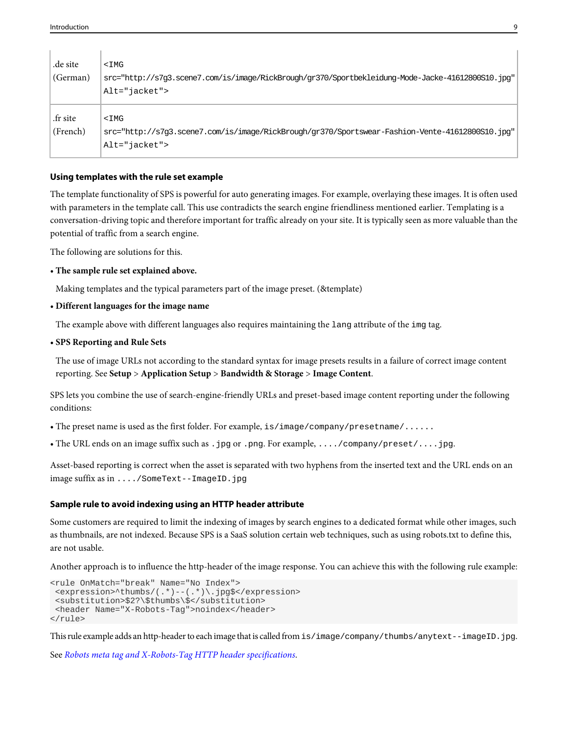| | |
|---|---|
| .de site (German) | `<IMG src="http://s7g3.scene7.com/is/image/RickBrough/gr370/Sportbekleidung-Mode-Jacke-41612800S10.jpg" Alt="jacket">` |
| .fr site (French) | `<IMG src="http://s7g3.scene7.com/is/image/RickBrough/gr370/Sportswear-Fashion-Vente-41612800S10.jpg" Alt="jacket">` |

### Using templates with the rule set example

The template functionality of SPS is powerful for auto generating images. For example, overlaying these images. It is often used with parameters in the template call. This use contradicts the search engine friendliness mentioned earlier. Templating is a conversation-driving topic and therefore important for traffic already on your site. It is typically seen as more valuable than the potential of traffic from a search engine.

The following are solutions for this.

- **The sample rule set explained above.**

  Making templates and the typical parameters part of the image preset. (&template)

- **Different languages for the image name**

  The example above with different languages also requires maintaining the `lang` attribute of the `img` tag.

- **SPS Reporting and Rule Sets**

  The use of image URLs not according to the standard syntax for image presets results in a failure of correct image content reporting. See **Setup** > **Application Setup** > **Bandwidth & Storage** > **Image Content**.

SPS lets you combine the use of search-engine-friendly URLs and preset-based image content reporting under the following conditions:

- The preset name is used as the first folder. For example, `is/image/company/presetname/......`
- The URL ends on an image suffix such as `.jpg` or `.png`. For example, `..../company/preset/....jpg`.

Asset-based reporting is correct when the asset is separated with two hyphens from the inserted text and the URL ends on an image suffix as in `..../SomeText--ImageID.jpg`

### Sample rule to avoid indexing using an HTTP header attribute

Some customers are required to limit the indexing of images by search engines to a dedicated format while other images, such as thumbnails, are not indexed. Because SPS is a SaaS solution certain web techniques, such as using robots.txt to define this, are not usable.

Another approach is to influence the http-header of the image response. You can achieve this with the following rule example:

```
<rule OnMatch="break" Name="No Index">
 <expression>^thumbs/(.*)--(.*)\.jpg$</expression>
 <substitution>$2?\$thumbs\$</substitution>
 <header Name="X-Robots-Tag">noindex</header>
</rule>
```

This rule example adds an http-header to each image that is called from `is/image/company/thumbs/anytext--imageID.jpg`.

See *Robots meta tag and X-Robots-Tag HTTP header specifications*.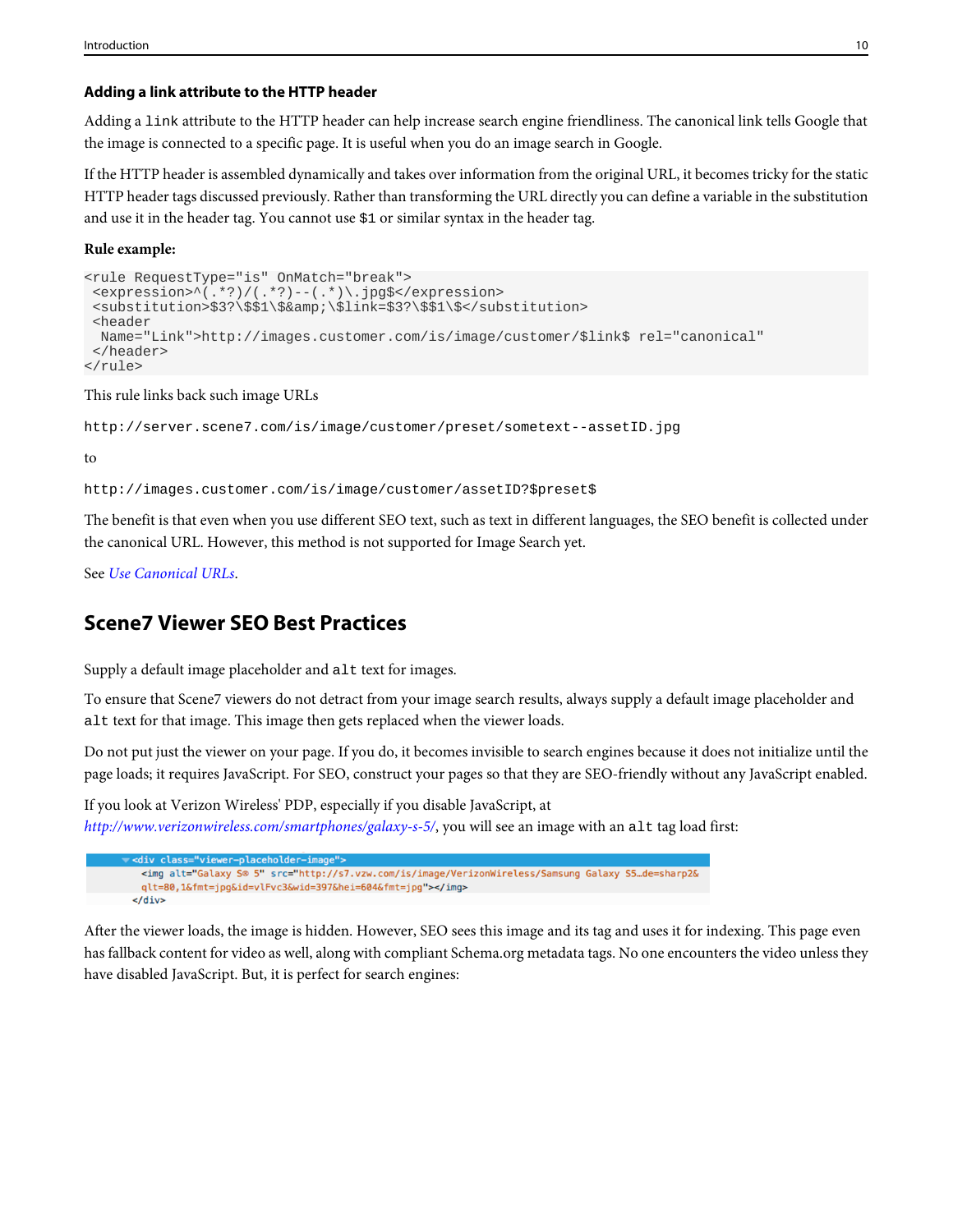### Adding a link attribute to the HTTP header

Adding a `link` attribute to the HTTP header can help increase search engine friendliness. The canonical link tells Google that the image is connected to a specific page. It is useful when you do an image search in Google.

If the HTTP header is assembled dynamically and takes over information from the original URL, it becomes tricky for the static HTTP header tags discussed previously. Rather than transforming the URL directly you can define a variable in the substitution and use it in the header tag. You cannot use `$1` or similar syntax in the header tag.

**Rule example:**

```
<rule RequestType="is" OnMatch="break">
 <expression>^(.*?)/(.*?)--(.*)\.jpg$</expression>
 <substitution>$3?\$$1\$&amp;\$link=$3?\$$1\$</substitution>
 <header
  Name="Link">http://images.customer.com/is/image/customer/$link$ rel="canonical"
 </header>
</rule>
```

This rule links back such image URLs

```
http://server.scene7.com/is/image/customer/preset/sometext--assetID.jpg
```

to

```
http://images.customer.com/is/image/customer/assetID?$preset$
```

The benefit is that even when you use different SEO text, such as text in different languages, the SEO benefit is collected under the canonical URL. However, this method is not supported for Image Search yet.

See *Use Canonical URLs*.

## Scene7 Viewer SEO Best Practices

Supply a default image placeholder and `alt` text for images.

To ensure that Scene7 viewers do not detract from your image search results, always supply a default image placeholder and `alt` text for that image. This image then gets replaced when the viewer loads.

Do not put just the viewer on your page. If you do, it becomes invisible to search engines because it does not initialize until the page loads; it requires JavaScript. For SEO, construct your pages so that they are SEO-friendly without any JavaScript enabled.

If you look at Verizon Wireless' PDP, especially if you disable JavaScript, at *http://www.verizonwireless.com/smartphones/galaxy-s-5/*, you will see an image with an `alt` tag load first:

```
<div class="viewer-placeholder-image">
  <img alt="Galaxy S® 5" src="http://s7.vzw.com/is/image/VerizonWireless/Samsung Galaxy S5…de=sharp2&qlt=80,1&fmt=jpg&id=vlFvc3&wid=397&hei=604&fmt=jpg"></img>
</div>
```

After the viewer loads, the image is hidden. However, SEO sees this image and its tag and uses it for indexing. This page even has fallback content for video as well, along with compliant Schema.org metadata tags. No one encounters the video unless they have disabled JavaScript. But, it is perfect for search engines: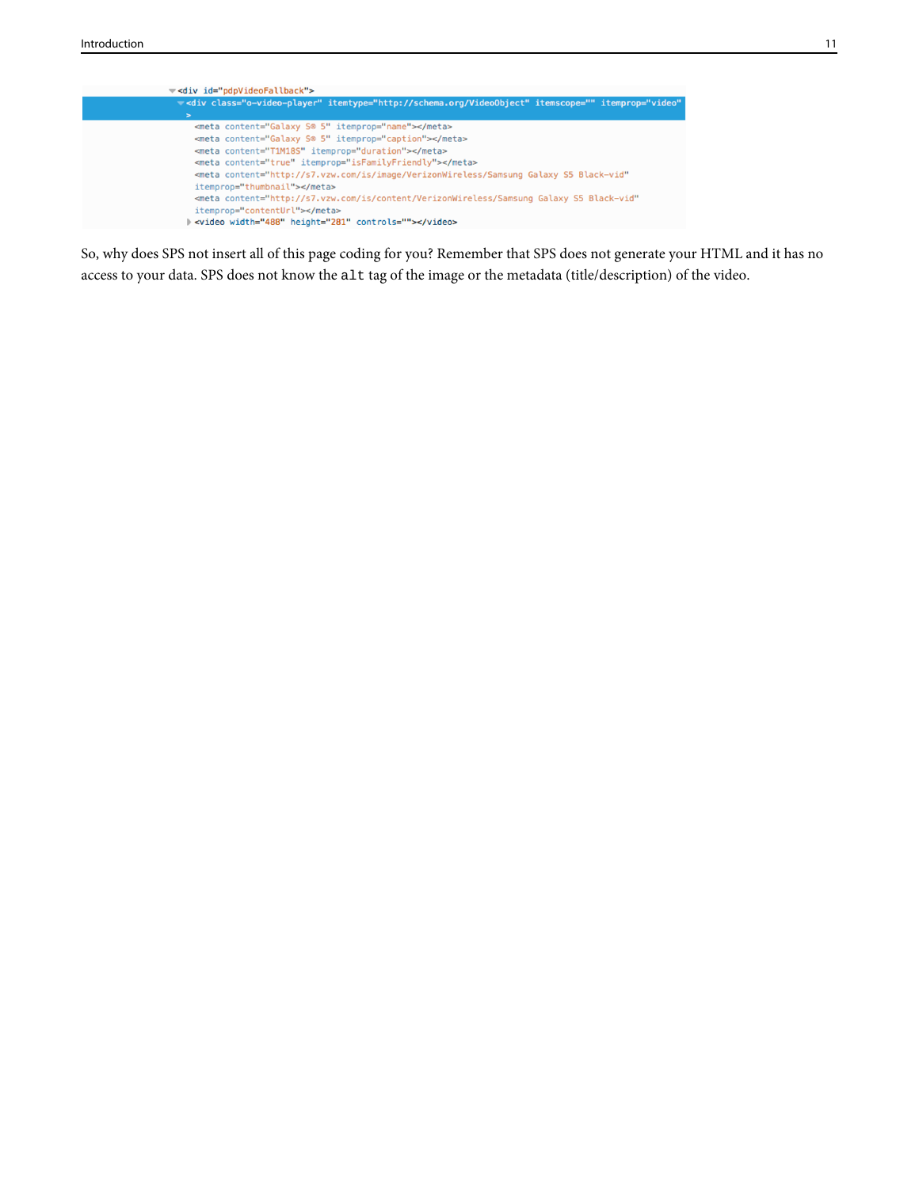```
<div id="pdpVideoFallback">
  <div class="o-video-player" itemtype="http://schema.org/VideoObject" itemscope="" itemprop="video"
  >
    <meta content="Galaxy S® 5" itemprop="name"></meta>
    <meta content="Galaxy S® 5" itemprop="caption"></meta>
    <meta content="T1M18S" itemprop="duration"></meta>
    <meta content="true" itemprop="isFamilyFriendly"></meta>
    <meta content="http://s7.vzw.com/is/image/VerizonWireless/Samsung Galaxy S5 Black-vid"
    itemprop="thumbnail"></meta>
    <meta content="http://s7.vzw.com/is/content/VerizonWireless/Samsung Galaxy S5 Black-vid"
    itemprop="contentUrl"></meta>
  ▶ <video width="488" height="281" controls=""></video>
```

So, why does SPS not insert all of this page coding for you? Remember that SPS does not generate your HTML and it has no access to your data. SPS does not know the `alt` tag of the image or the metadata (title/description) of the video.